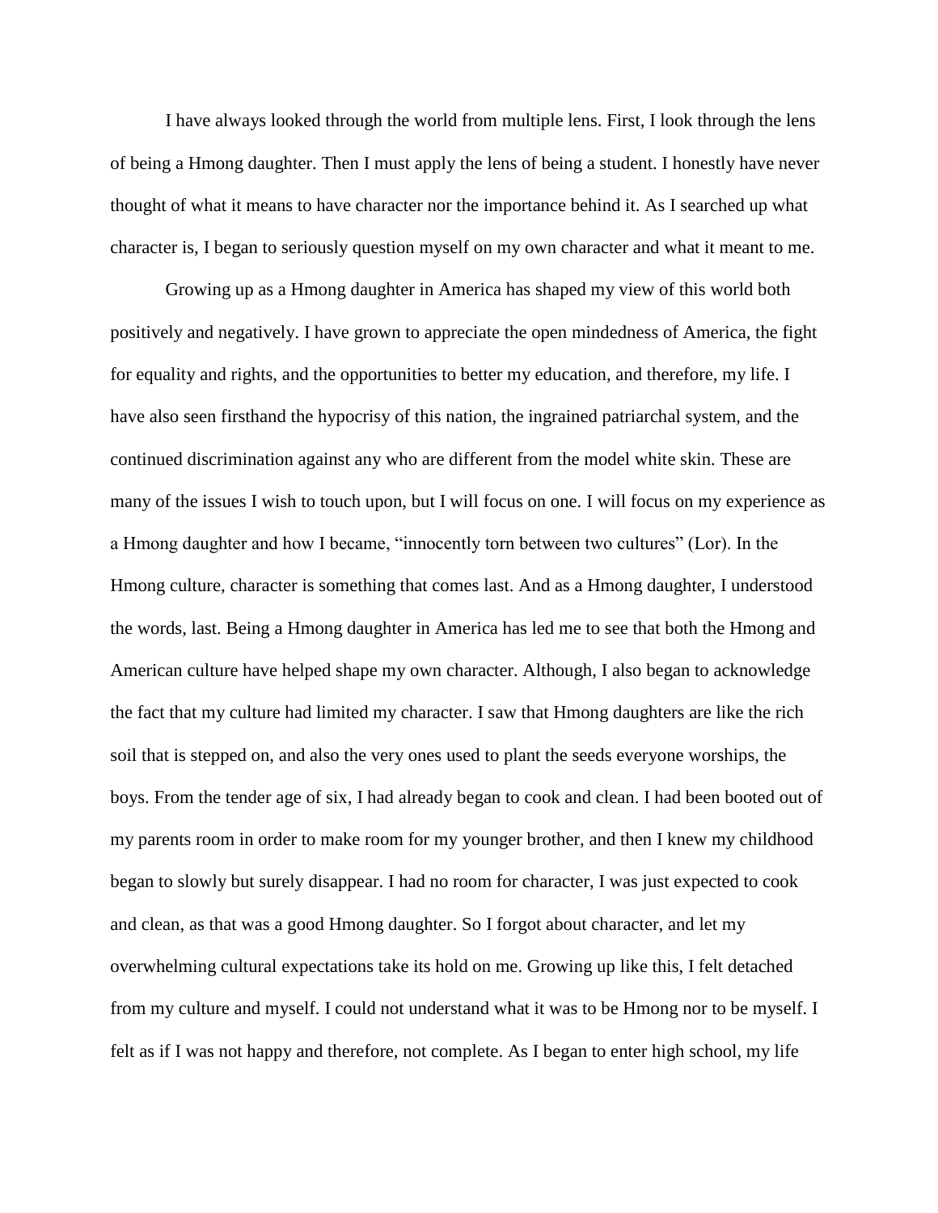I have always looked through the world from multiple lens. First, I look through the lens of being a Hmong daughter. Then I must apply the lens of being a student. I honestly have never thought of what it means to have character nor the importance behind it. As I searched up what character is, I began to seriously question myself on my own character and what it meant to me.

Growing up as a Hmong daughter in America has shaped my view of this world both positively and negatively. I have grown to appreciate the open mindedness of America, the fight for equality and rights, and the opportunities to better my education, and therefore, my life. I have also seen firsthand the hypocrisy of this nation, the ingrained patriarchal system, and the continued discrimination against any who are different from the model white skin. These are many of the issues I wish to touch upon, but I will focus on one. I will focus on my experience as a Hmong daughter and how I became, "innocently torn between two cultures" (Lor). In the Hmong culture, character is something that comes last. And as a Hmong daughter, I understood the words, last. Being a Hmong daughter in America has led me to see that both the Hmong and American culture have helped shape my own character. Although, I also began to acknowledge the fact that my culture had limited my character. I saw that Hmong daughters are like the rich soil that is stepped on, and also the very ones used to plant the seeds everyone worships, the boys. From the tender age of six, I had already began to cook and clean. I had been booted out of my parents room in order to make room for my younger brother, and then I knew my childhood began to slowly but surely disappear. I had no room for character, I was just expected to cook and clean, as that was a good Hmong daughter. So I forgot about character, and let my overwhelming cultural expectations take its hold on me. Growing up like this, I felt detached from my culture and myself. I could not understand what it was to be Hmong nor to be myself. I felt as if I was not happy and therefore, not complete. As I began to enter high school, my life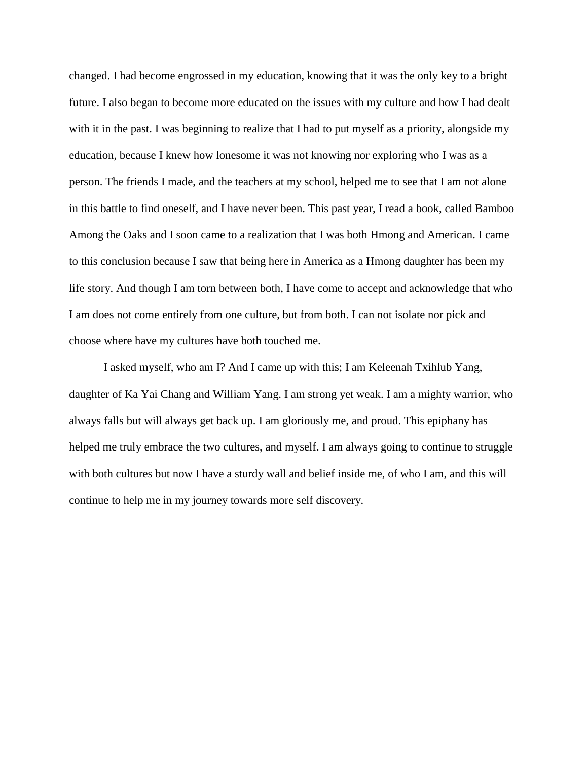changed. I had become engrossed in my education, knowing that it was the only key to a bright future. I also began to become more educated on the issues with my culture and how I had dealt with it in the past. I was beginning to realize that I had to put myself as a priority, alongside my education, because I knew how lonesome it was not knowing nor exploring who I was as a person. The friends I made, and the teachers at my school, helped me to see that I am not alone in this battle to find oneself, and I have never been. This past year, I read a book, called Bamboo Among the Oaks and I soon came to a realization that I was both Hmong and American. I came to this conclusion because I saw that being here in America as a Hmong daughter has been my life story. And though I am torn between both, I have come to accept and acknowledge that who I am does not come entirely from one culture, but from both. I can not isolate nor pick and choose where have my cultures have both touched me.

I asked myself, who am I? And I came up with this; I am Keleenah Txihlub Yang, daughter of Ka Yai Chang and William Yang. I am strong yet weak. I am a mighty warrior, who always falls but will always get back up. I am gloriously me, and proud. This epiphany has helped me truly embrace the two cultures, and myself. I am always going to continue to struggle with both cultures but now I have a sturdy wall and belief inside me, of who I am, and this will continue to help me in my journey towards more self discovery.